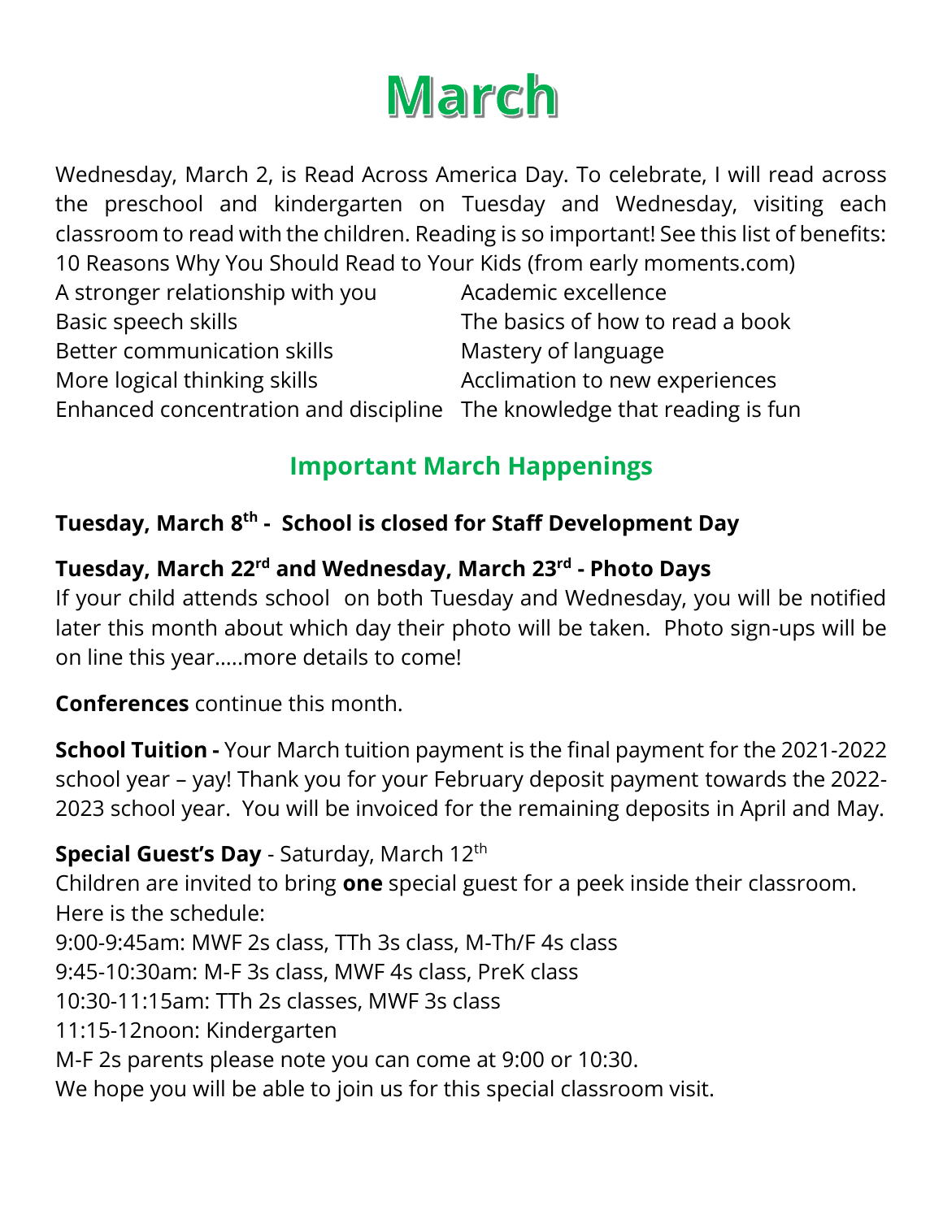# March

Wednesday, March 2, is Read Across America Day. To celebrate, I will read across the preschool and kindergarten on Tuesday and Wednesday, visiting each classroom to read with the children. Reading is so important! See this list of benefits:

10 Reasons Why You Should Read to Your Kids (from early moments.com)

| | |
|---|---|
| A stronger relationship with you | Academic excellence |
| Basic speech skills | The basics of how to read a book |
| Better communication skills | Mastery of language |
| More logical thinking skills | Acclimation to new experiences |
| Enhanced concentration and discipline | The knowledge that reading is fun |

## Important March Happenings

**Tuesday, March 8th - School is closed for Staff Development Day**

**Tuesday, March 22rd and Wednesday, March 23rd - Photo Days**

If your child attends school on both Tuesday and Wednesday, you will be notified later this month about which day their photo will be taken. Photo sign-ups will be on line this year.....more details to come!

**Conferences** continue this month.

**School Tuition -** Your March tuition payment is the final payment for the 2021-2022 school year – yay! Thank you for your February deposit payment towards the 2022-2023 school year. You will be invoiced for the remaining deposits in April and May.

**Special Guest's Day** - Saturday, March 12th

Children are invited to bring **one** special guest for a peek inside their classroom. Here is the schedule:

9:00-9:45am: MWF 2s class, TTh 3s class, M-Th/F 4s class
9:45-10:30am: M-F 3s class, MWF 4s class, PreK class
10:30-11:15am: TTh 2s classes, MWF 3s class
11:15-12noon: Kindergarten
M-F 2s parents please note you can come at 9:00 or 10:30.
We hope you will be able to join us for this special classroom visit.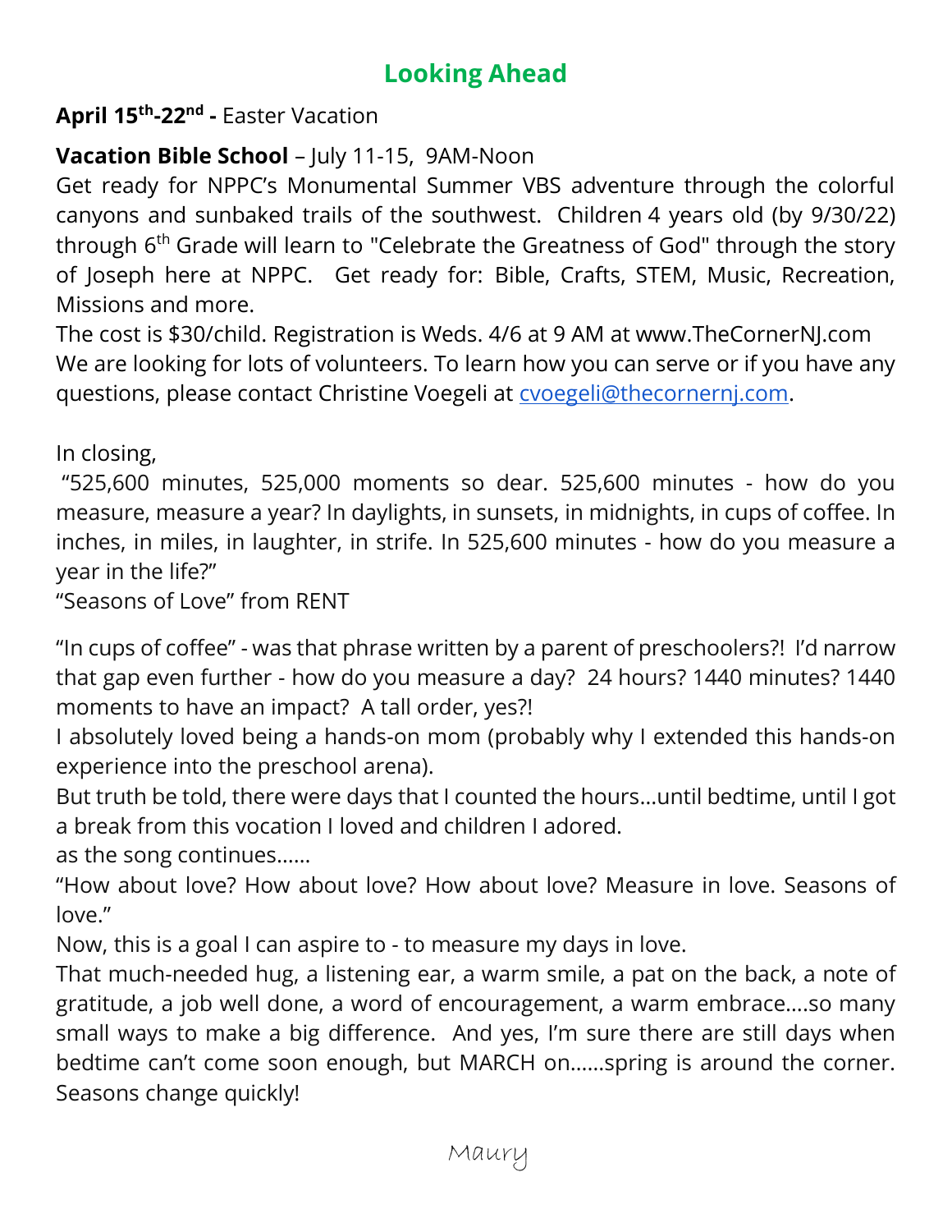## Looking Ahead

**April 15th-22nd -** Easter Vacation

**Vacation Bible School** – July 11-15, 9AM-Noon

Get ready for NPPC's Monumental Summer VBS adventure through the colorful canyons and sunbaked trails of the southwest. Children 4 years old (by 9/30/22) through 6th Grade will learn to "Celebrate the Greatness of God" through the story of Joseph here at NPPC. Get ready for: Bible, Crafts, STEM, Music, Recreation, Missions and more.

The cost is $30/child. Registration is Weds. 4/6 at 9 AM at www.TheCornerNJ.com

We are looking for lots of volunteers. To learn how you can serve or if you have any questions, please contact Christine Voegeli at cvoegeli@thecornernj.com.

In closing,

"525,600 minutes, 525,000 moments so dear. 525,600 minutes - how do you measure, measure a year? In daylights, in sunsets, in midnights, in cups of coffee. In inches, in miles, in laughter, in strife. In 525,600 minutes - how do you measure a year in the life?"

"Seasons of Love" from RENT

"In cups of coffee" - was that phrase written by a parent of preschoolers?! I'd narrow that gap even further - how do you measure a day? 24 hours? 1440 minutes? 1440 moments to have an impact? A tall order, yes?!

I absolutely loved being a hands-on mom (probably why I extended this hands-on experience into the preschool arena).

But truth be told, there were days that I counted the hours…until bedtime, until I got a break from this vocation I loved and children I adored.

as the song continues……

"How about love? How about love? How about love? Measure in love. Seasons of love."

Now, this is a goal I can aspire to - to measure my days in love.

That much-needed hug, a listening ear, a warm smile, a pat on the back, a note of gratitude, a job well done, a word of encouragement, a warm embrace….so many small ways to make a big difference. And yes, I'm sure there are still days when bedtime can't come soon enough, but MARCH on……spring is around the corner. Seasons change quickly!

Maury